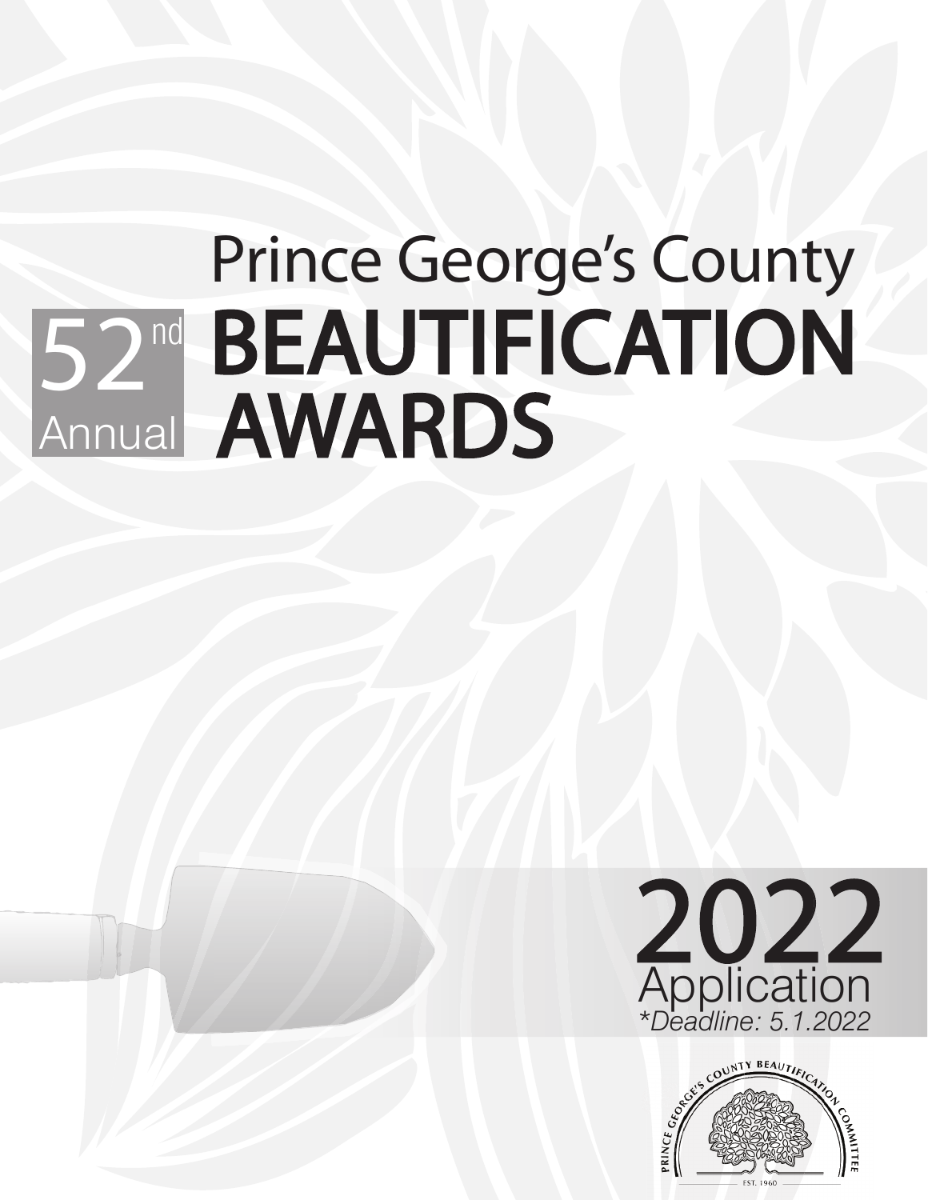# Prince George's County BEAUTIFICATION AWARDS

52nd Annual

# 2022 Application

*\*Deadline: 5.1.2022*

PRINCE GEORGE'S COUNTY BEAUTIFICATION COMMITTEE

EST. 1960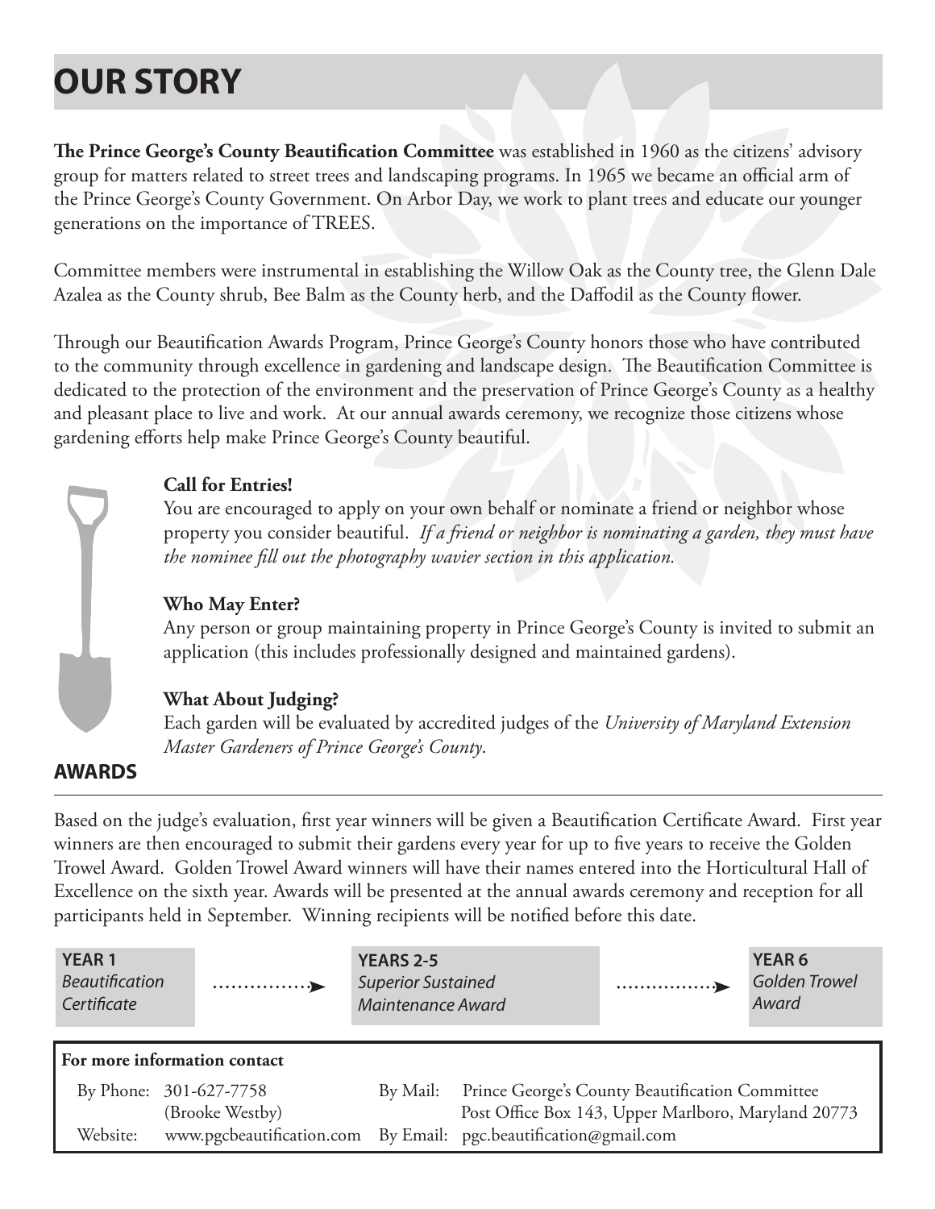# OUR STORY

**The Prince George's County Beautification Committee** was established in 1960 as the citizens' advisory group for matters related to street trees and landscaping programs. In 1965 we became an official arm of the Prince George's County Government. On Arbor Day, we work to plant trees and educate our younger generations on the importance of TREES.

Committee members were instrumental in establishing the Willow Oak as the County tree, the Glenn Dale Azalea as the County shrub, Bee Balm as the County herb, and the Daffodil as the County flower.

Through our Beautification Awards Program, Prince George's County honors those who have contributed to the community through excellence in gardening and landscape design. The Beautification Committee is dedicated to the protection of the environment and the preservation of Prince George's County as a healthy and pleasant place to live and work. At our annual awards ceremony, we recognize those citizens whose gardening efforts help make Prince George's County beautiful.

**Call for Entries!**

You are encouraged to apply on your own behalf or nominate a friend or neighbor whose property you consider beautiful. *If a friend or neighbor is nominating a garden, they must have the nominee fill out the photography wavier section in this application.*

**Who May Enter?**

Any person or group maintaining property in Prince George's County is invited to submit an application (this includes professionally designed and maintained gardens).

**What About Judging?**

Each garden will be evaluated by accredited judges of the *University of Maryland Extension Master Gardeners of Prince George's County*.

## AWARDS

Based on the judge's evaluation, first year winners will be given a Beautification Certificate Award. First year winners are then encouraged to submit their gardens every year for up to five years to receive the Golden Trowel Award. Golden Trowel Award winners will have their names entered into the Horticultural Hall of Excellence on the sixth year. Awards will be presented at the annual awards ceremony and reception for all participants held in September. Winning recipients will be notified before this date.

**YEAR 1** *Beautification Certificate* → **YEARS 2-5** *Superior Sustained Maintenance Award* → **YEAR 6** *Golden Trowel Award*

**For more information contact**

By Phone: 301-627-7758 (Brooke Westby)

By Mail: Prince George's County Beautification Committee, Post Office Box 143, Upper Marlboro, Maryland 20773

Website: www.pgcbeautification.com

By Email: pgc.beautification@gmail.com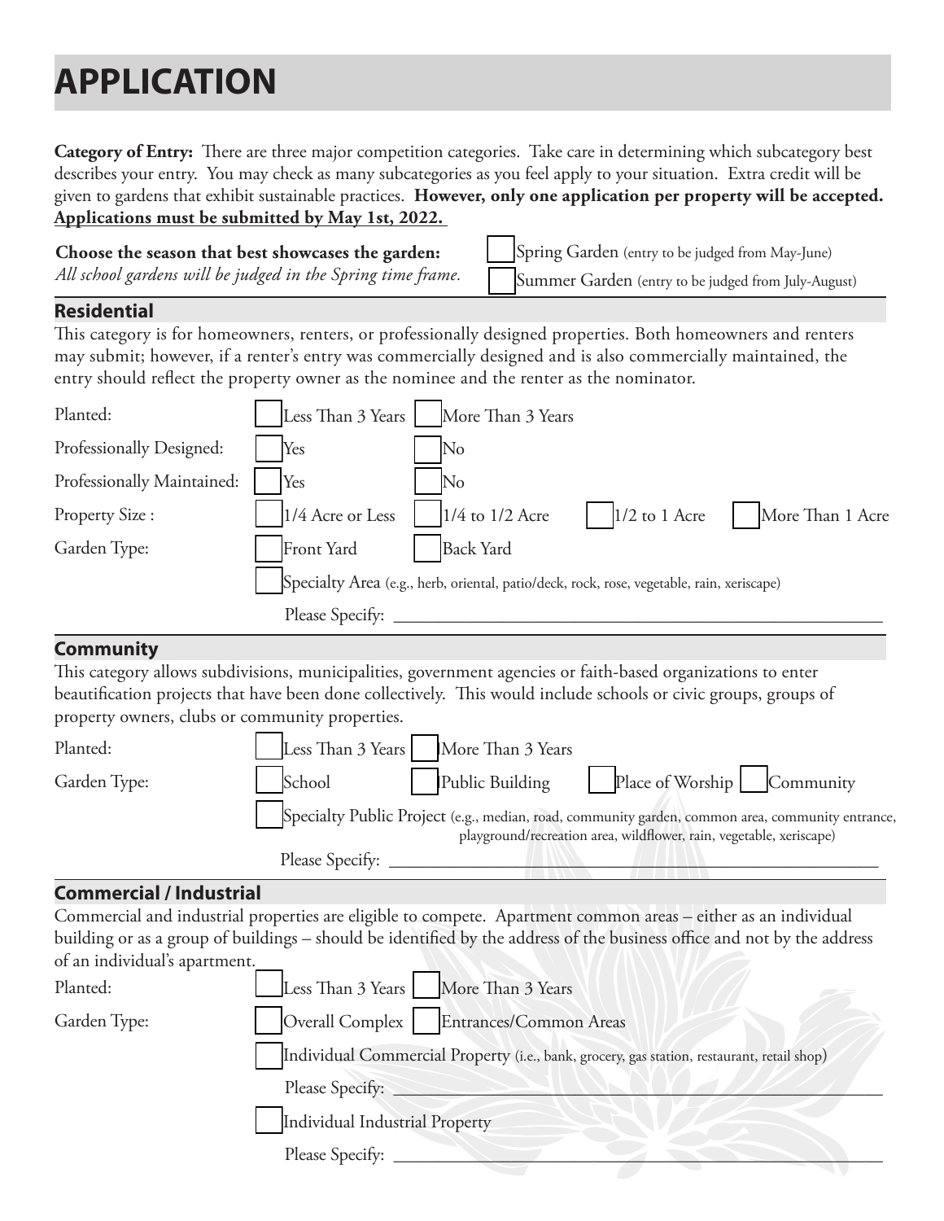# APPLICATION

**Category of Entry:** There are three major competition categories. Take care in determining which subcategory best describes your entry. You may check as many subcategories as you feel apply to your situation. Extra credit will be given to gardens that exhibit sustainable practices. **However, only one application per property will be accepted.** **Applications must be submitted by May 1st, 2022.**

**Choose the season that best showcases the garden:**
*All school gardens will be judged in the Spring time frame.*

- ☐ Spring Garden (entry to be judged from May-June)
- ☐ Summer Garden (entry to be judged from July-August)

## Residential

This category is for homeowners, renters, or professionally designed properties. Both homeowners and renters may submit; however, if a renter's entry was commercially designed and is also commercially maintained, the entry should reflect the property owner as the nominee and the renter as the nominator.

Planted: ☐ Less Than 3 Years ☐ More Than 3 Years

Professionally Designed: ☐ Yes ☐ No

Professionally Maintained: ☐ Yes ☐ No

Property Size : ☐ 1/4 Acre or Less ☐ 1/4 to 1/2 Acre ☐ 1/2 to 1 Acre ☐ More Than 1 Acre

Garden Type: ☐ Front Yard ☐ Back Yard

☐ Specialty Area (e.g., herb, oriental, patio/deck, rock, rose, vegetable, rain, xeriscape)

Please Specify: ________________________________________________

## Community

This category allows subdivisions, municipalities, government agencies or faith-based organizations to enter beautification projects that have been done collectively. This would include schools or civic groups, groups of property owners, clubs or community properties.

Planted: ☐ Less Than 3 Years ☐ More Than 3 Years

Garden Type: ☐ School ☐ Public Building ☐ Place of Worship ☐ Community

☐ Specialty Public Project (e.g., median, road, community garden, common area, community entrance, playground/recreation area, wildflower, rain, vegetable, xeriscape)

Please Specify: ________________________________________________

## Commercial / Industrial

Commercial and industrial properties are eligible to compete. Apartment common areas – either as an individual building or as a group of buildings – should be identified by the address of the business office and not by the address of an individual's apartment.

Planted: ☐ Less Than 3 Years ☐ More Than 3 Years

Garden Type: ☐ Overall Complex ☐ Entrances/Common Areas

☐ Individual Commercial Property (i.e., bank, grocery, gas station, restaurant, retail shop)

Please Specify: ________________________________________________

☐ Individual Industrial Property

Please Specify: ________________________________________________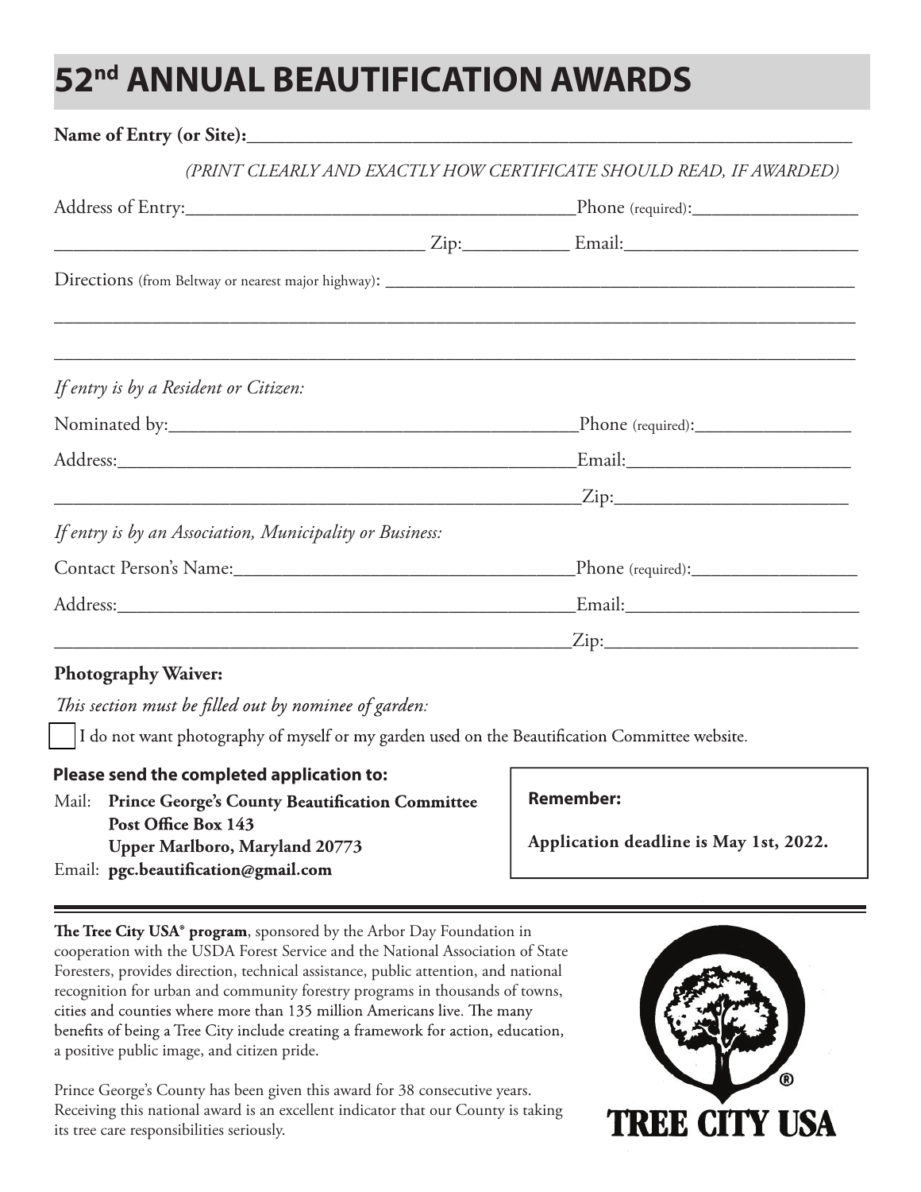# 52nd ANNUAL BEAUTIFICATION AWARDS

**Name of Entry (or Site):**\_\_\_\_\_\_\_\_\_\_\_\_\_\_\_\_\_\_\_\_\_\_\_\_\_\_\_\_\_\_\_\_\_\_\_\_\_\_\_\_

*(PRINT CLEARLY AND EXACTLY HOW CERTIFICATE SHOULD READ, IF AWARDED)*

Address of Entry:\_\_\_\_\_\_\_\_\_\_\_\_\_\_\_\_\_\_\_\_\_\_\_\_\_\_\_\_ Phone (required):\_\_\_\_\_\_\_\_\_\_\_\_

\_\_\_\_\_\_\_\_\_\_\_\_\_\_\_\_\_\_\_\_\_\_\_\_\_ Zip:\_\_\_\_\_\_\_\_ Email:\_\_\_\_\_\_\_\_\_\_\_\_\_\_\_\_

Directions (from Beltway or nearest major highway): \_\_\_\_\_\_\_\_\_\_\_\_\_\_\_\_\_\_\_\_\_\_\_\_\_\_\_\_\_\_\_\_\_\_\_\_

\_\_\_\_\_\_\_\_\_\_\_\_\_\_\_\_\_\_\_\_\_\_\_\_\_\_\_\_\_\_\_\_\_\_\_\_\_\_\_\_\_\_\_\_\_\_\_\_\_\_\_\_\_\_\_\_\_\_\_\_

\_\_\_\_\_\_\_\_\_\_\_\_\_\_\_\_\_\_\_\_\_\_\_\_\_\_\_\_\_\_\_\_\_\_\_\_\_\_\_\_\_\_\_\_\_\_\_\_\_\_\_\_\_\_\_\_\_\_\_\_

*If entry is by a Resident or Citizen:*

Nominated by:\_\_\_\_\_\_\_\_\_\_\_\_\_\_\_\_\_\_\_\_\_\_\_\_\_\_\_\_\_\_ Phone (required):\_\_\_\_\_\_\_\_\_\_\_\_

Address:\_\_\_\_\_\_\_\_\_\_\_\_\_\_\_\_\_\_\_\_\_\_\_\_\_\_\_\_\_\_\_\_\_\_ Email:\_\_\_\_\_\_\_\_\_\_\_\_\_\_\_\_

\_\_\_\_\_\_\_\_\_\_\_\_\_\_\_\_\_\_\_\_\_\_\_\_\_\_\_\_\_\_\_\_\_\_\_\_\_\_\_\_ Zip:\_\_\_\_\_\_\_\_\_\_\_\_\_\_\_\_

*If entry is by an Association, Municipality or Business:*

Contact Person's Name:\_\_\_\_\_\_\_\_\_\_\_\_\_\_\_\_\_\_\_\_\_\_\_\_ Phone (required):\_\_\_\_\_\_\_\_\_\_\_\_

Address:\_\_\_\_\_\_\_\_\_\_\_\_\_\_\_\_\_\_\_\_\_\_\_\_\_\_\_\_\_\_\_\_\_\_ Email:\_\_\_\_\_\_\_\_\_\_\_\_\_\_\_\_

\_\_\_\_\_\_\_\_\_\_\_\_\_\_\_\_\_\_\_\_\_\_\_\_\_\_\_\_\_\_\_\_\_\_\_\_\_\_\_\_ Zip:\_\_\_\_\_\_\_\_\_\_\_\_\_\_\_\_

**Photography Waiver:**

*This section must be filled out by nominee of garden:*

☐ I do not want photography of myself or my garden used on the Beautification Committee website.

**Please send the completed application to:**

Mail: **Prince George's County Beautification Committee**
**Post Office Box 143**
**Upper Marlboro, Maryland 20773**

Email: **pgc.beautification@gmail.com**

**Remember:**

**Application deadline is May 1st, 2022.**

---

**The Tree City USA® program**, sponsored by the Arbor Day Foundation in cooperation with the USDA Forest Service and the National Association of State Foresters, provides direction, technical assistance, public attention, and national recognition for urban and community forestry programs in thousands of towns, cities and counties where more than 135 million Americans live. The many benefits of being a Tree City include creating a framework for action, education, a positive public image, and citizen pride.

Prince George's County has been given this award for 38 consecutive years. Receiving this national award is an excellent indicator that our County is taking its tree care responsibilities seriously.

TREE CITY USA